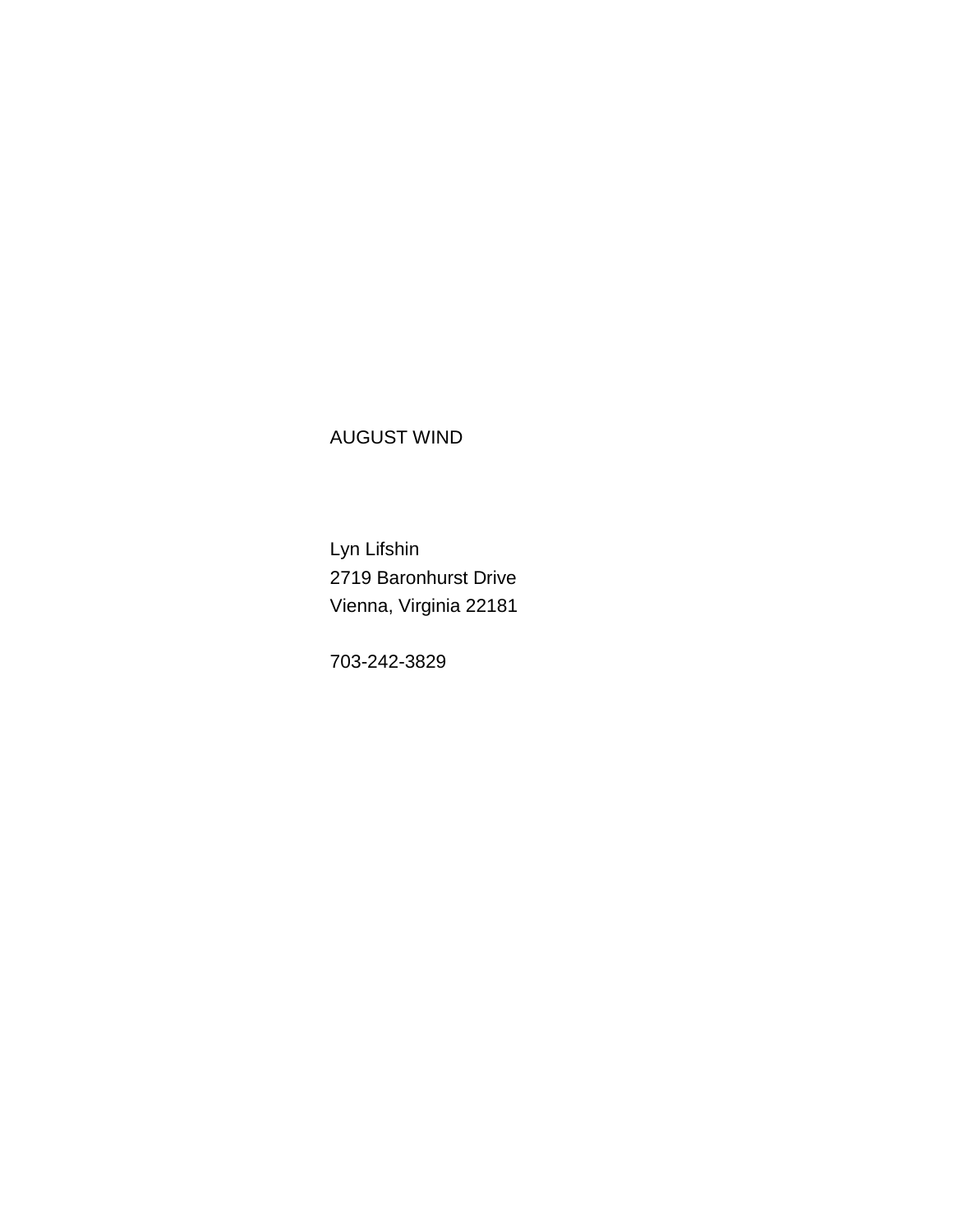AUGUST WIND

Lyn Lifshin
2719 Baronhurst Drive
Vienna, Virginia 22181

703-242-3829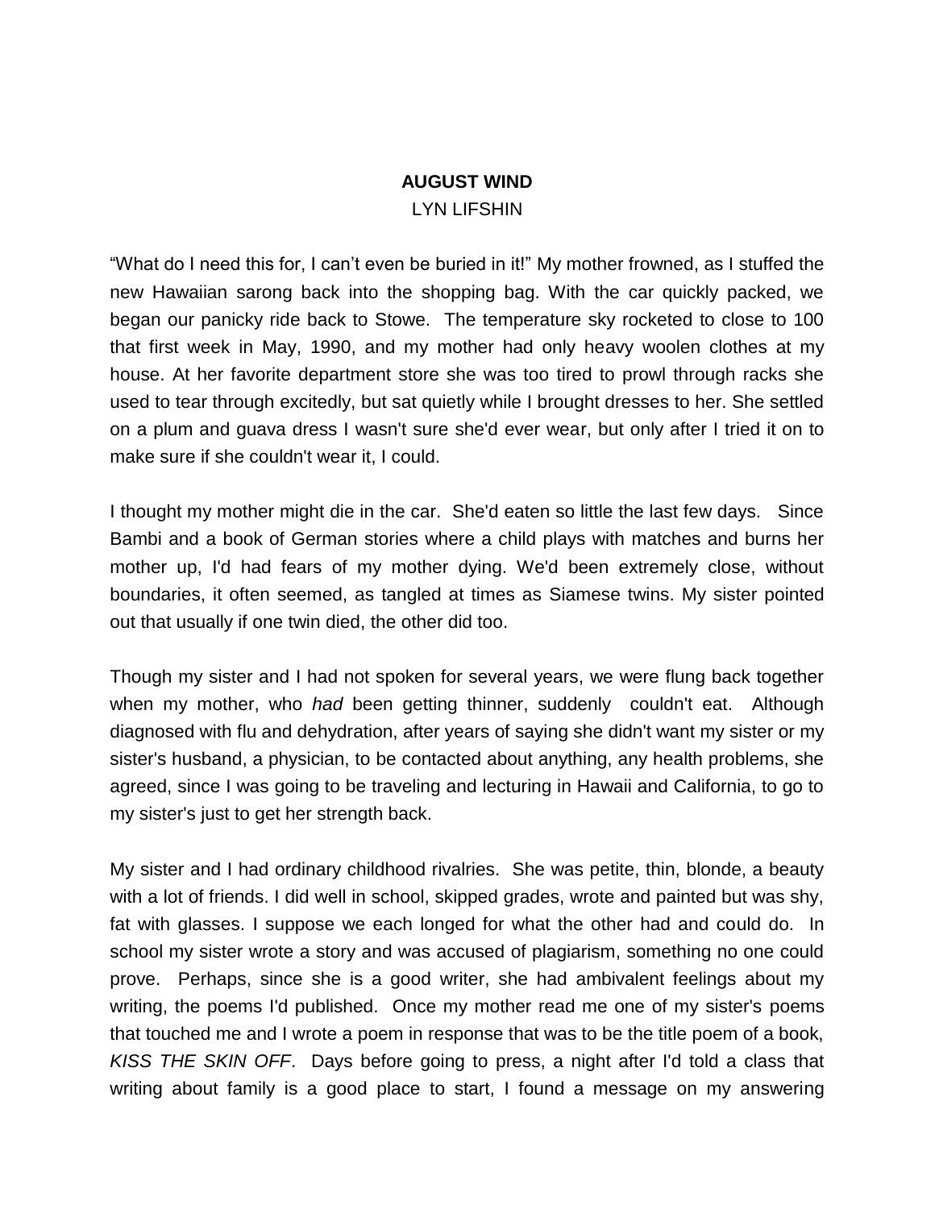**AUGUST WIND**

LYN LIFSHIN

“What do I need this for, I can’t even be buried in it!” My mother frowned, as I stuffed the new Hawaiian sarong back into the shopping bag. With the car quickly packed, we began our panicky ride back to Stowe. The temperature sky rocketed to close to 100 that first week in May, 1990, and my mother had only heavy woolen clothes at my house. At her favorite department store she was too tired to prowl through racks she used to tear through excitedly, but sat quietly while I brought dresses to her. She settled on a plum and guava dress I wasn't sure she'd ever wear, but only after I tried it on to make sure if she couldn't wear it, I could.

I thought my mother might die in the car. She'd eaten so little the last few days. Since Bambi and a book of German stories where a child plays with matches and burns her mother up, I'd had fears of my mother dying. We'd been extremely close, without boundaries, it often seemed, as tangled at times as Siamese twins. My sister pointed out that usually if one twin died, the other did too.

Though my sister and I had not spoken for several years, we were flung back together when my mother, who *had* been getting thinner, suddenly couldn't eat. Although diagnosed with flu and dehydration, after years of saying she didn't want my sister or my sister's husband, a physician, to be contacted about anything, any health problems, she agreed, since I was going to be traveling and lecturing in Hawaii and California, to go to my sister's just to get her strength back.

My sister and I had ordinary childhood rivalries. She was petite, thin, blonde, a beauty with a lot of friends. I did well in school, skipped grades, wrote and painted but was shy, fat with glasses. I suppose we each longed for what the other had and could do. In school my sister wrote a story and was accused of plagiarism, something no one could prove. Perhaps, since she is a good writer, she had ambivalent feelings about my writing, the poems I'd published. Once my mother read me one of my sister's poems that touched me and I wrote a poem in response that was to be the title poem of a book, *KISS THE SKIN OFF*. Days before going to press, a night after I'd told a class that writing about family is a good place to start, I found a message on my answering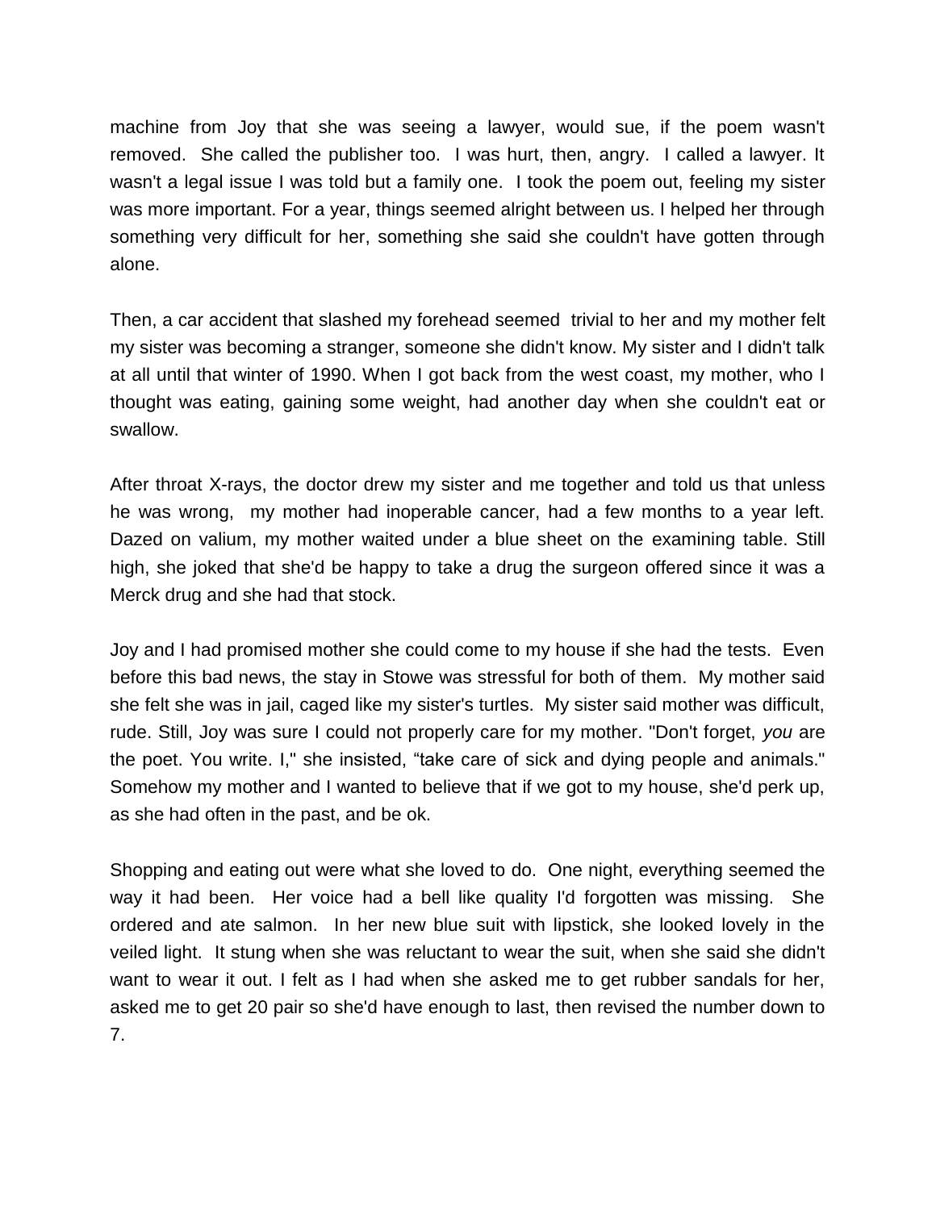machine from Joy that she was seeing a lawyer, would sue, if the poem wasn't removed. She called the publisher too. I was hurt, then, angry. I called a lawyer. It wasn't a legal issue I was told but a family one. I took the poem out, feeling my sister was more important. For a year, things seemed alright between us. I helped her through something very difficult for her, something she said she couldn't have gotten through alone.

Then, a car accident that slashed my forehead seemed trivial to her and my mother felt my sister was becoming a stranger, someone she didn't know. My sister and I didn't talk at all until that winter of 1990. When I got back from the west coast, my mother, who I thought was eating, gaining some weight, had another day when she couldn't eat or swallow.

After throat X-rays, the doctor drew my sister and me together and told us that unless he was wrong, my mother had inoperable cancer, had a few months to a year left. Dazed on valium, my mother waited under a blue sheet on the examining table. Still high, she joked that she'd be happy to take a drug the surgeon offered since it was a Merck drug and she had that stock.

Joy and I had promised mother she could come to my house if she had the tests. Even before this bad news, the stay in Stowe was stressful for both of them. My mother said she felt she was in jail, caged like my sister's turtles. My sister said mother was difficult, rude. Still, Joy was sure I could not properly care for my mother. "Don't forget, *you* are the poet. You write. I," she insisted, "take care of sick and dying people and animals." Somehow my mother and I wanted to believe that if we got to my house, she'd perk up, as she had often in the past, and be ok.

Shopping and eating out were what she loved to do. One night, everything seemed the way it had been. Her voice had a bell like quality I'd forgotten was missing. She ordered and ate salmon. In her new blue suit with lipstick, she looked lovely in the veiled light. It stung when she was reluctant to wear the suit, when she said she didn't want to wear it out. I felt as I had when she asked me to get rubber sandals for her, asked me to get 20 pair so she'd have enough to last, then revised the number down to 7.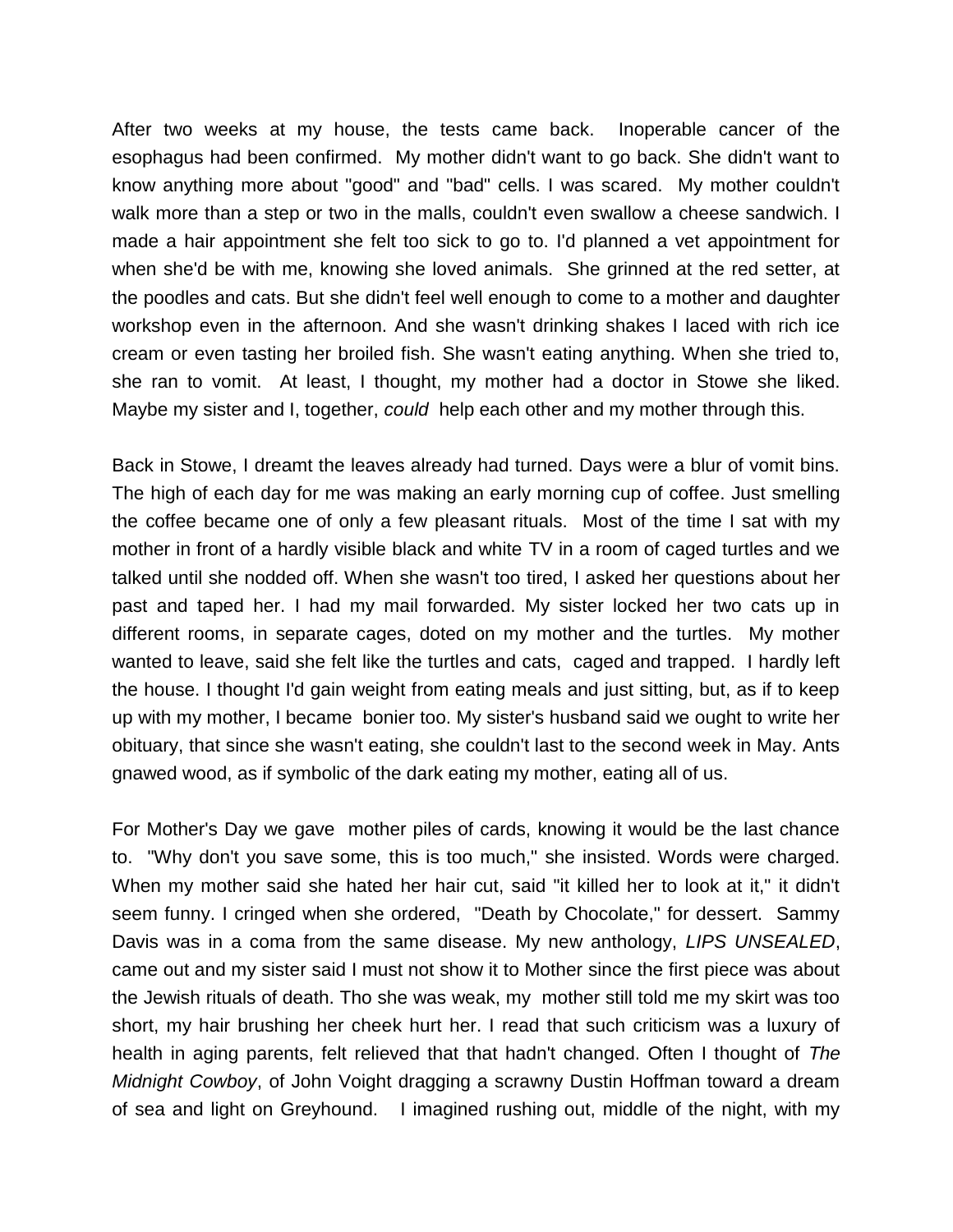After two weeks at my house, the tests came back. Inoperable cancer of the esophagus had been confirmed. My mother didn't want to go back. She didn't want to know anything more about "good" and "bad" cells. I was scared. My mother couldn't walk more than a step or two in the malls, couldn't even swallow a cheese sandwich. I made a hair appointment she felt too sick to go to. I'd planned a vet appointment for when she'd be with me, knowing she loved animals. She grinned at the red setter, at the poodles and cats. But she didn't feel well enough to come to a mother and daughter workshop even in the afternoon. And she wasn't drinking shakes I laced with rich ice cream or even tasting her broiled fish. She wasn't eating anything. When she tried to, she ran to vomit. At least, I thought, my mother had a doctor in Stowe she liked. Maybe my sister and I, together, *could* help each other and my mother through this.

Back in Stowe, I dreamt the leaves already had turned. Days were a blur of vomit bins. The high of each day for me was making an early morning cup of coffee. Just smelling the coffee became one of only a few pleasant rituals. Most of the time I sat with my mother in front of a hardly visible black and white TV in a room of caged turtles and we talked until she nodded off. When she wasn't too tired, I asked her questions about her past and taped her. I had my mail forwarded. My sister locked her two cats up in different rooms, in separate cages, doted on my mother and the turtles. My mother wanted to leave, said she felt like the turtles and cats, caged and trapped. I hardly left the house. I thought I'd gain weight from eating meals and just sitting, but, as if to keep up with my mother, I became bonier too. My sister's husband said we ought to write her obituary, that since she wasn't eating, she couldn't last to the second week in May. Ants gnawed wood, as if symbolic of the dark eating my mother, eating all of us.

For Mother's Day we gave mother piles of cards, knowing it would be the last chance to. "Why don't you save some, this is too much," she insisted. Words were charged. When my mother said she hated her hair cut, said "it killed her to look at it," it didn't seem funny. I cringed when she ordered, "Death by Chocolate," for dessert. Sammy Davis was in a coma from the same disease. My new anthology, *LIPS UNSEALED*, came out and my sister said I must not show it to Mother since the first piece was about the Jewish rituals of death. Tho she was weak, my mother still told me my skirt was too short, my hair brushing her cheek hurt her. I read that such criticism was a luxury of health in aging parents, felt relieved that that hadn't changed. Often I thought of *The Midnight Cowboy*, of John Voight dragging a scrawny Dustin Hoffman toward a dream of sea and light on Greyhound. I imagined rushing out, middle of the night, with my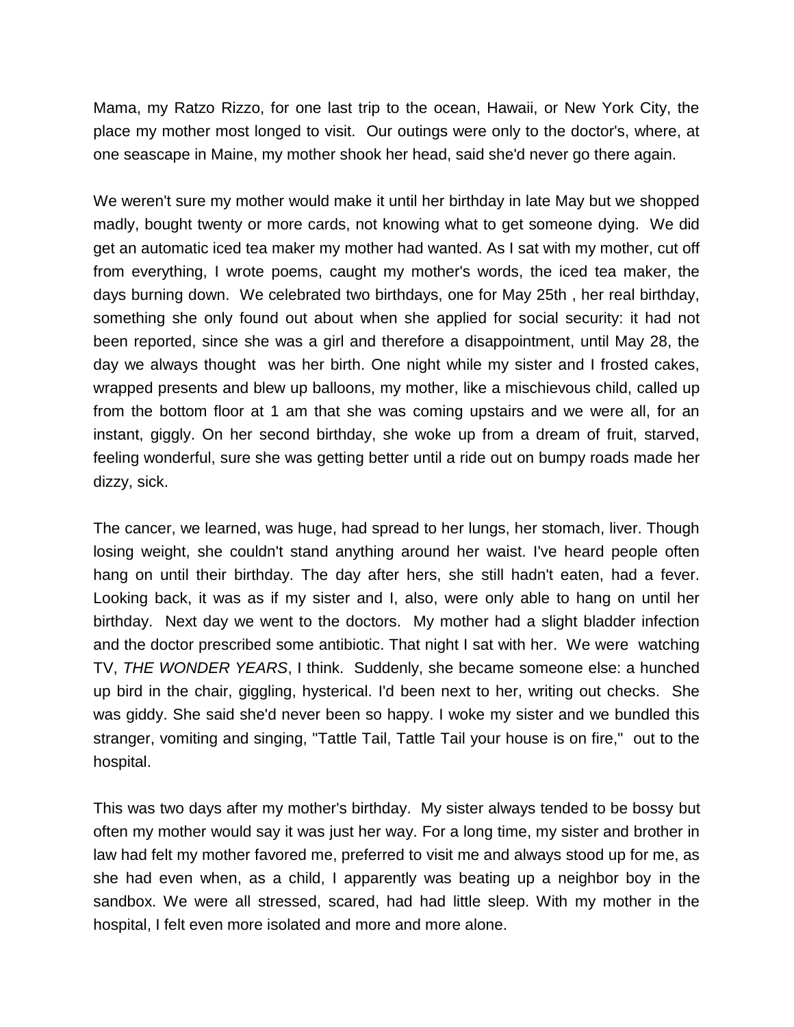Mama, my Ratzo Rizzo, for one last trip to the ocean, Hawaii, or New York City, the place my mother most longed to visit. Our outings were only to the doctor's, where, at one seascape in Maine, my mother shook her head, said she'd never go there again.

We weren't sure my mother would make it until her birthday in late May but we shopped madly, bought twenty or more cards, not knowing what to get someone dying. We did get an automatic iced tea maker my mother had wanted. As I sat with my mother, cut off from everything, I wrote poems, caught my mother's words, the iced tea maker, the days burning down. We celebrated two birthdays, one for May 25th , her real birthday, something she only found out about when she applied for social security: it had not been reported, since she was a girl and therefore a disappointment, until May 28, the day we always thought was her birth. One night while my sister and I frosted cakes, wrapped presents and blew up balloons, my mother, like a mischievous child, called up from the bottom floor at 1 am that she was coming upstairs and we were all, for an instant, giggly. On her second birthday, she woke up from a dream of fruit, starved, feeling wonderful, sure she was getting better until a ride out on bumpy roads made her dizzy, sick.

The cancer, we learned, was huge, had spread to her lungs, her stomach, liver. Though losing weight, she couldn't stand anything around her waist. I've heard people often hang on until their birthday. The day after hers, she still hadn't eaten, had a fever. Looking back, it was as if my sister and I, also, were only able to hang on until her birthday. Next day we went to the doctors. My mother had a slight bladder infection and the doctor prescribed some antibiotic. That night I sat with her. We were watching TV, *THE WONDER YEARS*, I think. Suddenly, she became someone else: a hunched up bird in the chair, giggling, hysterical. I'd been next to her, writing out checks. She was giddy. She said she'd never been so happy. I woke my sister and we bundled this stranger, vomiting and singing, "Tattle Tail, Tattle Tail your house is on fire," out to the hospital.

This was two days after my mother's birthday. My sister always tended to be bossy but often my mother would say it was just her way. For a long time, my sister and brother in law had felt my mother favored me, preferred to visit me and always stood up for me, as she had even when, as a child, I apparently was beating up a neighbor boy in the sandbox. We were all stressed, scared, had had little sleep. With my mother in the hospital, I felt even more isolated and more and more alone.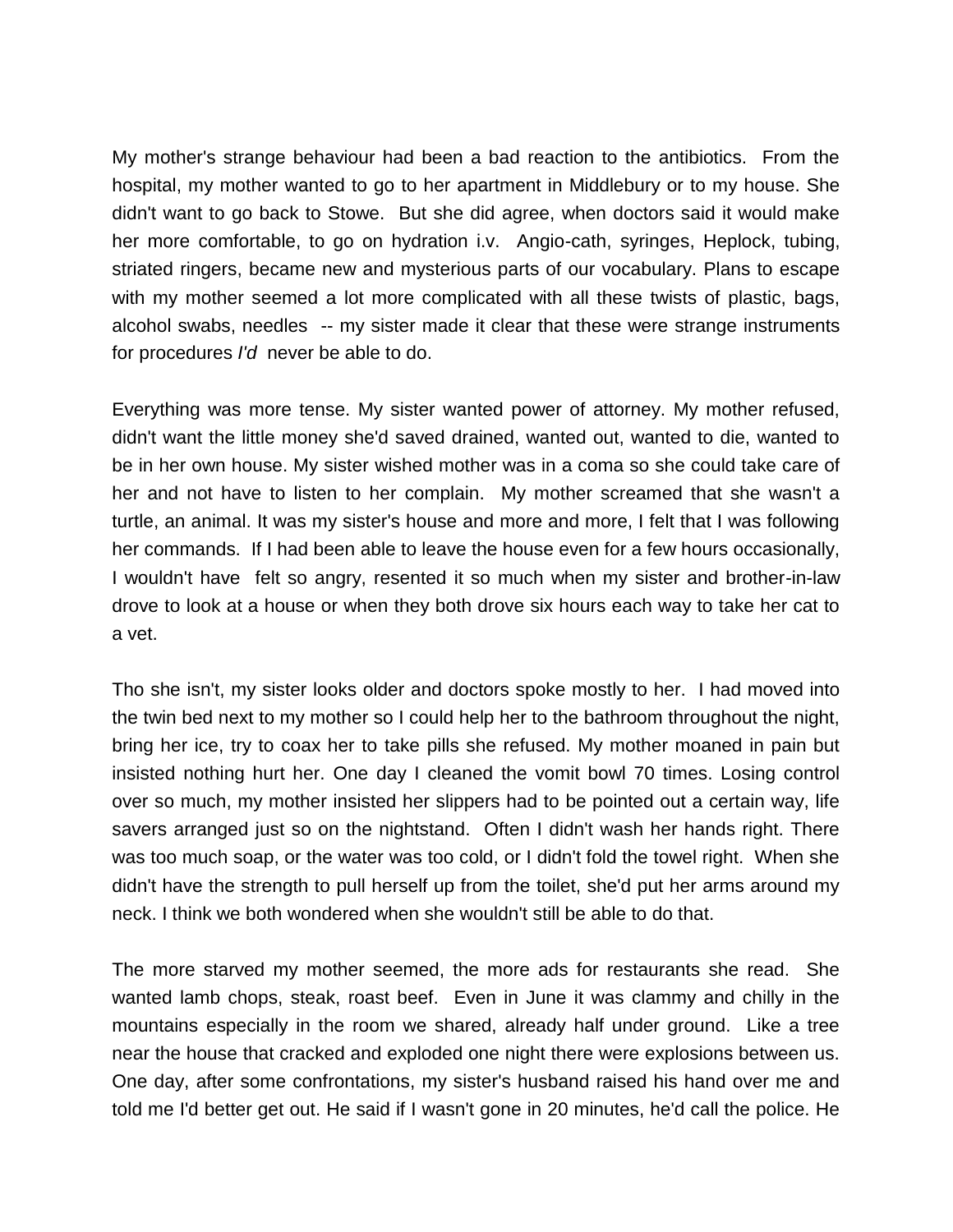My mother's strange behaviour had been a bad reaction to the antibiotics. From the hospital, my mother wanted to go to her apartment in Middlebury or to my house. She didn't want to go back to Stowe. But she did agree, when doctors said it would make her more comfortable, to go on hydration i.v. Angio-cath, syringes, Heplock, tubing, striated ringers, became new and mysterious parts of our vocabulary. Plans to escape with my mother seemed a lot more complicated with all these twists of plastic, bags, alcohol swabs, needles -- my sister made it clear that these were strange instruments for procedures *I'd* never be able to do.

Everything was more tense. My sister wanted power of attorney. My mother refused, didn't want the little money she'd saved drained, wanted out, wanted to die, wanted to be in her own house. My sister wished mother was in a coma so she could take care of her and not have to listen to her complain. My mother screamed that she wasn't a turtle, an animal. It was my sister's house and more and more, I felt that I was following her commands. If I had been able to leave the house even for a few hours occasionally, I wouldn't have felt so angry, resented it so much when my sister and brother-in-law drove to look at a house or when they both drove six hours each way to take her cat to a vet.

Tho she isn't, my sister looks older and doctors spoke mostly to her. I had moved into the twin bed next to my mother so I could help her to the bathroom throughout the night, bring her ice, try to coax her to take pills she refused. My mother moaned in pain but insisted nothing hurt her. One day I cleaned the vomit bowl 70 times. Losing control over so much, my mother insisted her slippers had to be pointed out a certain way, life savers arranged just so on the nightstand. Often I didn't wash her hands right. There was too much soap, or the water was too cold, or I didn't fold the towel right. When she didn't have the strength to pull herself up from the toilet, she'd put her arms around my neck. I think we both wondered when she wouldn't still be able to do that.

The more starved my mother seemed, the more ads for restaurants she read. She wanted lamb chops, steak, roast beef. Even in June it was clammy and chilly in the mountains especially in the room we shared, already half under ground. Like a tree near the house that cracked and exploded one night there were explosions between us. One day, after some confrontations, my sister's husband raised his hand over me and told me I'd better get out. He said if I wasn't gone in 20 minutes, he'd call the police. He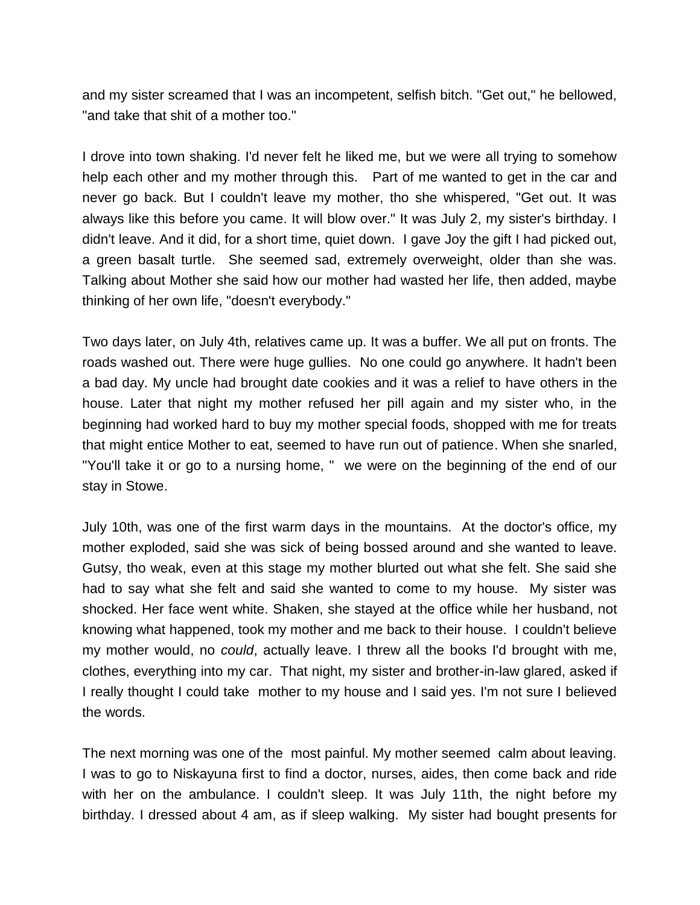and my sister screamed that I was an incompetent, selfish bitch. "Get out," he bellowed, "and take that shit of a mother too."

I drove into town shaking. I'd never felt he liked me, but we were all trying to somehow help each other and my mother through this.  Part of me wanted to get in the car and never go back. But I couldn't leave my mother, tho she whispered, "Get out. It was always like this before you came. It will blow over." It was July 2, my sister's birthday. I didn't leave. And it did, for a short time, quiet down. I gave Joy the gift I had picked out, a green basalt turtle. She seemed sad, extremely overweight, older than she was. Talking about Mother she said how our mother had wasted her life, then added, maybe thinking of her own life, "doesn't everybody."

Two days later, on July 4th, relatives came up. It was a buffer. We all put on fronts. The roads washed out. There were huge gullies. No one could go anywhere. It hadn't been a bad day. My uncle had brought date cookies and it was a relief to have others in the house. Later that night my mother refused her pill again and my sister who, in the beginning had worked hard to buy my mother special foods, shopped with me for treats that might entice Mother to eat, seemed to have run out of patience. When she snarled, "You'll take it or go to a nursing home, " we were on the beginning of the end of our stay in Stowe.

July 10th, was one of the first warm days in the mountains. At the doctor's office, my mother exploded, said she was sick of being bossed around and she wanted to leave. Gutsy, tho weak, even at this stage my mother blurted out what she felt. She said she had to say what she felt and said she wanted to come to my house. My sister was shocked. Her face went white. Shaken, she stayed at the office while her husband, not knowing what happened, took my mother and me back to their house. I couldn't believe my mother would, no *could*, actually leave. I threw all the books I'd brought with me, clothes, everything into my car. That night, my sister and brother-in-law glared, asked if I really thought I could take mother to my house and I said yes. I'm not sure I believed the words.

The next morning was one of the most painful. My mother seemed calm about leaving. I was to go to Niskayuna first to find a doctor, nurses, aides, then come back and ride with her on the ambulance. I couldn't sleep. It was July 11th, the night before my birthday. I dressed about 4 am, as if sleep walking. My sister had bought presents for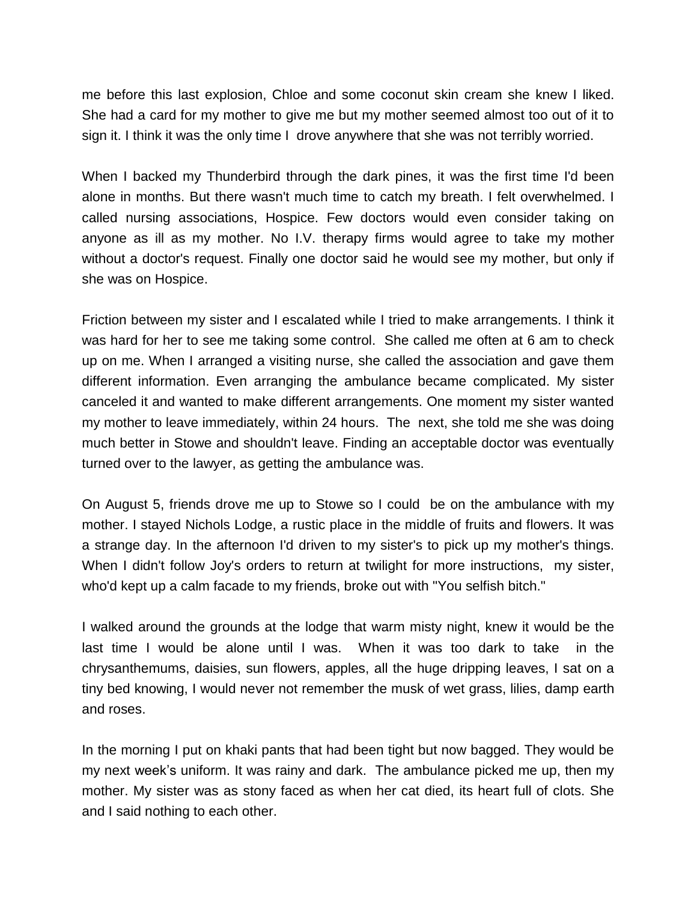me before this last explosion, Chloe and some coconut skin cream she knew I liked. She had a card for my mother to give me but my mother seemed almost too out of it to sign it. I think it was the only time I drove anywhere that she was not terribly worried.

When I backed my Thunderbird through the dark pines, it was the first time I'd been alone in months. But there wasn't much time to catch my breath. I felt overwhelmed. I called nursing associations, Hospice. Few doctors would even consider taking on anyone as ill as my mother. No I.V. therapy firms would agree to take my mother without a doctor's request. Finally one doctor said he would see my mother, but only if she was on Hospice.

Friction between my sister and I escalated while I tried to make arrangements. I think it was hard for her to see me taking some control. She called me often at 6 am to check up on me. When I arranged a visiting nurse, she called the association and gave them different information. Even arranging the ambulance became complicated. My sister canceled it and wanted to make different arrangements. One moment my sister wanted my mother to leave immediately, within 24 hours. The next, she told me she was doing much better in Stowe and shouldn't leave. Finding an acceptable doctor was eventually turned over to the lawyer, as getting the ambulance was.

On August 5, friends drove me up to Stowe so I could be on the ambulance with my mother. I stayed Nichols Lodge, a rustic place in the middle of fruits and flowers. It was a strange day. In the afternoon I'd driven to my sister's to pick up my mother's things. When I didn't follow Joy's orders to return at twilight for more instructions, my sister, who'd kept up a calm facade to my friends, broke out with "You selfish bitch."

I walked around the grounds at the lodge that warm misty night, knew it would be the last time I would be alone until I was. When it was too dark to take in the chrysanthemums, daisies, sun flowers, apples, all the huge dripping leaves, I sat on a tiny bed knowing, I would never not remember the musk of wet grass, lilies, damp earth and roses.

In the morning I put on khaki pants that had been tight but now bagged. They would be my next week's uniform. It was rainy and dark. The ambulance picked me up, then my mother. My sister was as stony faced as when her cat died, its heart full of clots. She and I said nothing to each other.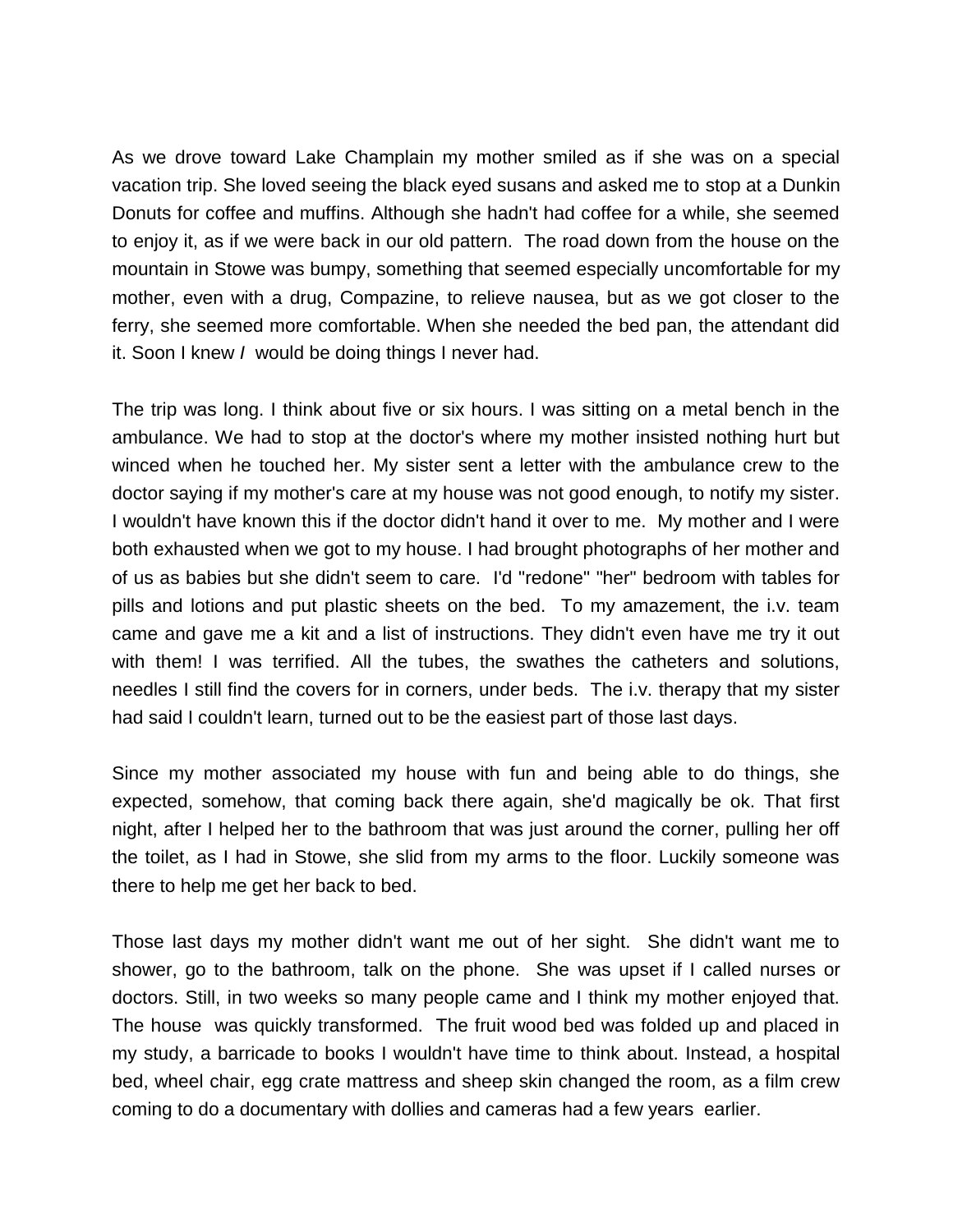As we drove toward Lake Champlain my mother smiled as if she was on a special vacation trip. She loved seeing the black eyed susans and asked me to stop at a Dunkin Donuts for coffee and muffins. Although she hadn't had coffee for a while, she seemed to enjoy it, as if we were back in our old pattern. The road down from the house on the mountain in Stowe was bumpy, something that seemed especially uncomfortable for my mother, even with a drug, Compazine, to relieve nausea, but as we got closer to the ferry, she seemed more comfortable. When she needed the bed pan, the attendant did it. Soon I knew *I* would be doing things I never had.

The trip was long. I think about five or six hours. I was sitting on a metal bench in the ambulance. We had to stop at the doctor's where my mother insisted nothing hurt but winced when he touched her. My sister sent a letter with the ambulance crew to the doctor saying if my mother's care at my house was not good enough, to notify my sister. I wouldn't have known this if the doctor didn't hand it over to me. My mother and I were both exhausted when we got to my house. I had brought photographs of her mother and of us as babies but she didn't seem to care. I'd "redone" "her" bedroom with tables for pills and lotions and put plastic sheets on the bed. To my amazement, the i.v. team came and gave me a kit and a list of instructions. They didn't even have me try it out with them! I was terrified. All the tubes, the swathes the catheters and solutions, needles I still find the covers for in corners, under beds. The i.v. therapy that my sister had said I couldn't learn, turned out to be the easiest part of those last days.

Since my mother associated my house with fun and being able to do things, she expected, somehow, that coming back there again, she'd magically be ok. That first night, after I helped her to the bathroom that was just around the corner, pulling her off the toilet, as I had in Stowe, she slid from my arms to the floor. Luckily someone was there to help me get her back to bed.

Those last days my mother didn't want me out of her sight. She didn't want me to shower, go to the bathroom, talk on the phone. She was upset if I called nurses or doctors. Still, in two weeks so many people came and I think my mother enjoyed that. The house was quickly transformed. The fruit wood bed was folded up and placed in my study, a barricade to books I wouldn't have time to think about. Instead, a hospital bed, wheel chair, egg crate mattress and sheep skin changed the room, as a film crew coming to do a documentary with dollies and cameras had a few years earlier.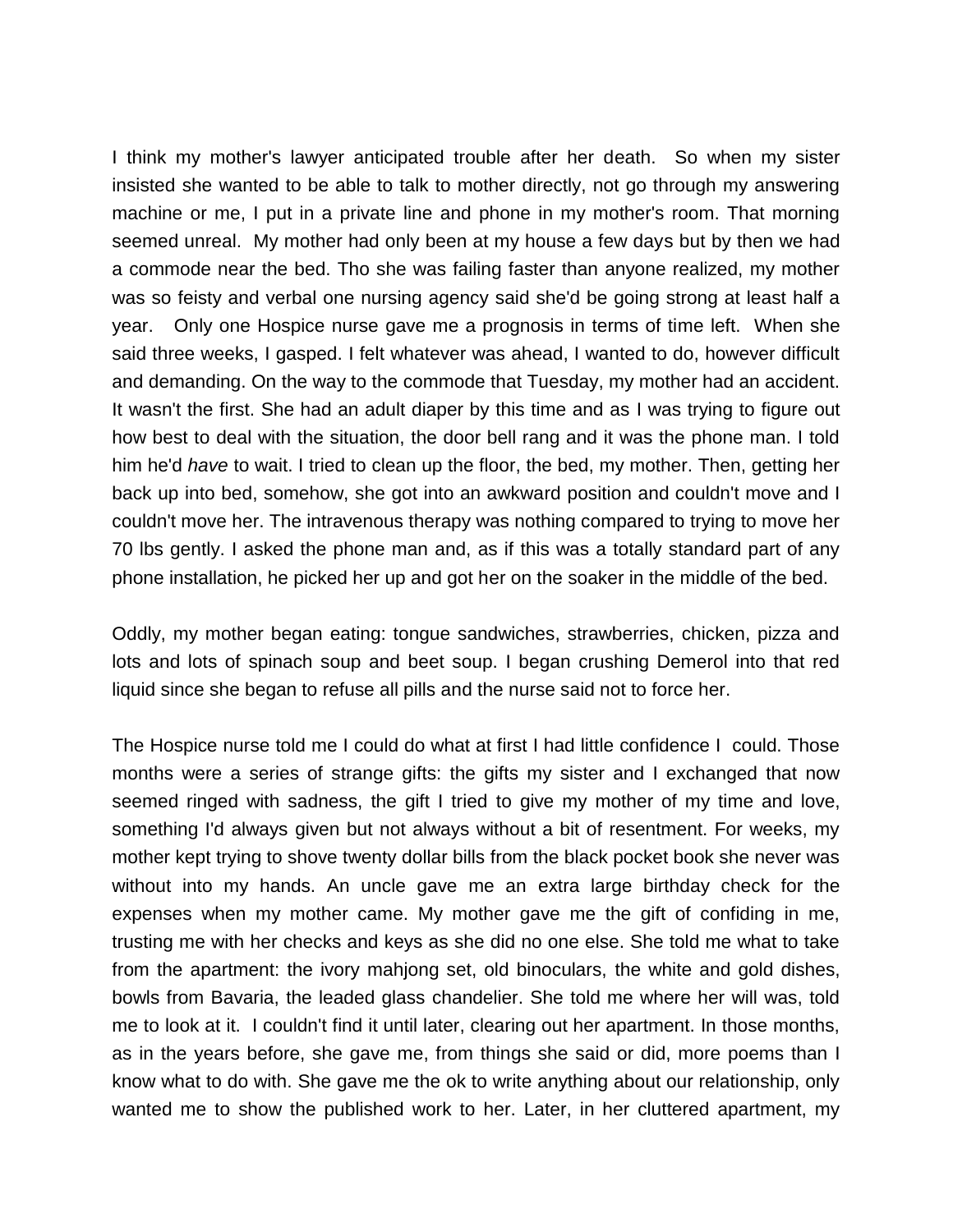I think my mother's lawyer anticipated trouble after her death. So when my sister insisted she wanted to be able to talk to mother directly, not go through my answering machine or me, I put in a private line and phone in my mother's room. That morning seemed unreal. My mother had only been at my house a few days but by then we had a commode near the bed. Tho she was failing faster than anyone realized, my mother was so feisty and verbal one nursing agency said she'd be going strong at least half a year. Only one Hospice nurse gave me a prognosis in terms of time left. When she said three weeks, I gasped. I felt whatever was ahead, I wanted to do, however difficult and demanding. On the way to the commode that Tuesday, my mother had an accident. It wasn't the first. She had an adult diaper by this time and as I was trying to figure out how best to deal with the situation, the door bell rang and it was the phone man. I told him he'd *have* to wait. I tried to clean up the floor, the bed, my mother. Then, getting her back up into bed, somehow, she got into an awkward position and couldn't move and I couldn't move her. The intravenous therapy was nothing compared to trying to move her 70 lbs gently. I asked the phone man and, as if this was a totally standard part of any phone installation, he picked her up and got her on the soaker in the middle of the bed.

Oddly, my mother began eating: tongue sandwiches, strawberries, chicken, pizza and lots and lots of spinach soup and beet soup. I began crushing Demerol into that red liquid since she began to refuse all pills and the nurse said not to force her.

The Hospice nurse told me I could do what at first I had little confidence I could. Those months were a series of strange gifts: the gifts my sister and I exchanged that now seemed ringed with sadness, the gift I tried to give my mother of my time and love, something I'd always given but not always without a bit of resentment. For weeks, my mother kept trying to shove twenty dollar bills from the black pocket book she never was without into my hands. An uncle gave me an extra large birthday check for the expenses when my mother came. My mother gave me the gift of confiding in me, trusting me with her checks and keys as she did no one else. She told me what to take from the apartment: the ivory mahjong set, old binoculars, the white and gold dishes, bowls from Bavaria, the leaded glass chandelier. She told me where her will was, told me to look at it. I couldn't find it until later, clearing out her apartment. In those months, as in the years before, she gave me, from things she said or did, more poems than I know what to do with. She gave me the ok to write anything about our relationship, only wanted me to show the published work to her. Later, in her cluttered apartment, my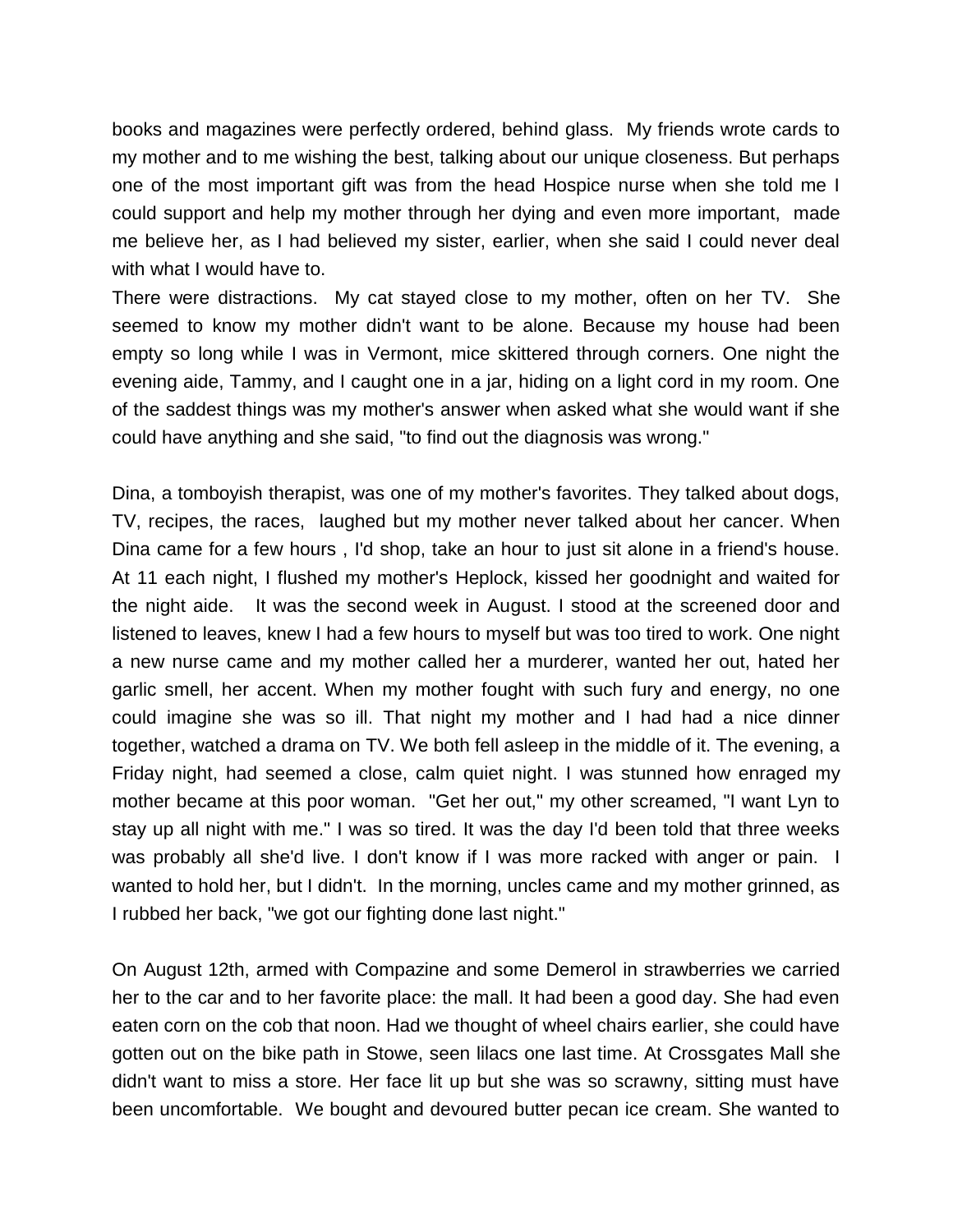books and magazines were perfectly ordered, behind glass. My friends wrote cards to my mother and to me wishing the best, talking about our unique closeness. But perhaps one of the most important gift was from the head Hospice nurse when she told me I could support and help my mother through her dying and even more important, made me believe her, as I had believed my sister, earlier, when she said I could never deal with what I would have to.

There were distractions. My cat stayed close to my mother, often on her TV. She seemed to know my mother didn't want to be alone. Because my house had been empty so long while I was in Vermont, mice skittered through corners. One night the evening aide, Tammy, and I caught one in a jar, hiding on a light cord in my room. One of the saddest things was my mother's answer when asked what she would want if she could have anything and she said, "to find out the diagnosis was wrong."

Dina, a tomboyish therapist, was one of my mother's favorites. They talked about dogs, TV, recipes, the races, laughed but my mother never talked about her cancer. When Dina came for a few hours , I'd shop, take an hour to just sit alone in a friend's house. At 11 each night, I flushed my mother's Heplock, kissed her goodnight and waited for the night aide. It was the second week in August. I stood at the screened door and listened to leaves, knew I had a few hours to myself but was too tired to work. One night a new nurse came and my mother called her a murderer, wanted her out, hated her garlic smell, her accent. When my mother fought with such fury and energy, no one could imagine she was so ill. That night my mother and I had had a nice dinner together, watched a drama on TV. We both fell asleep in the middle of it. The evening, a Friday night, had seemed a close, calm quiet night. I was stunned how enraged my mother became at this poor woman. "Get her out," my other screamed, "I want Lyn to stay up all night with me." I was so tired. It was the day I'd been told that three weeks was probably all she'd live. I don't know if I was more racked with anger or pain. I wanted to hold her, but I didn't. In the morning, uncles came and my mother grinned, as I rubbed her back, "we got our fighting done last night."

On August 12th, armed with Compazine and some Demerol in strawberries we carried her to the car and to her favorite place: the mall. It had been a good day. She had even eaten corn on the cob that noon. Had we thought of wheel chairs earlier, she could have gotten out on the bike path in Stowe, seen lilacs one last time. At Crossgates Mall she didn't want to miss a store. Her face lit up but she was so scrawny, sitting must have been uncomfortable. We bought and devoured butter pecan ice cream. She wanted to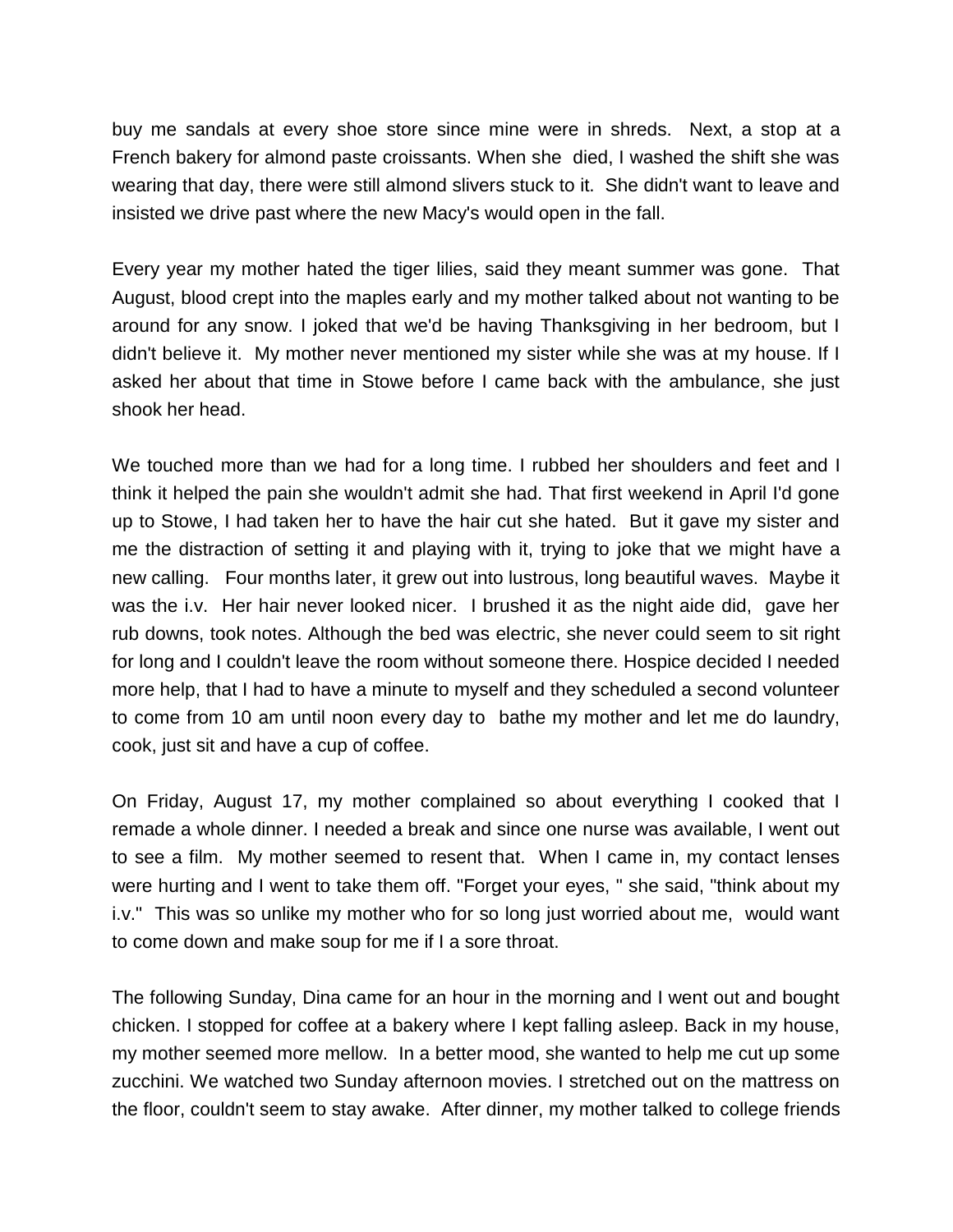buy me sandals at every shoe store since mine were in shreds. Next, a stop at a French bakery for almond paste croissants. When she died, I washed the shift she was wearing that day, there were still almond slivers stuck to it. She didn't want to leave and insisted we drive past where the new Macy's would open in the fall.

Every year my mother hated the tiger lilies, said they meant summer was gone. That August, blood crept into the maples early and my mother talked about not wanting to be around for any snow. I joked that we'd be having Thanksgiving in her bedroom, but I didn't believe it. My mother never mentioned my sister while she was at my house. If I asked her about that time in Stowe before I came back with the ambulance, she just shook her head.

We touched more than we had for a long time. I rubbed her shoulders and feet and I think it helped the pain she wouldn't admit she had. That first weekend in April I'd gone up to Stowe, I had taken her to have the hair cut she hated. But it gave my sister and me the distraction of setting it and playing with it, trying to joke that we might have a new calling. Four months later, it grew out into lustrous, long beautiful waves. Maybe it was the i.v. Her hair never looked nicer. I brushed it as the night aide did, gave her rub downs, took notes. Although the bed was electric, she never could seem to sit right for long and I couldn't leave the room without someone there. Hospice decided I needed more help, that I had to have a minute to myself and they scheduled a second volunteer to come from 10 am until noon every day to bathe my mother and let me do laundry, cook, just sit and have a cup of coffee.

On Friday, August 17, my mother complained so about everything I cooked that I remade a whole dinner. I needed a break and since one nurse was available, I went out to see a film. My mother seemed to resent that. When I came in, my contact lenses were hurting and I went to take them off. "Forget your eyes, " she said, "think about my i.v." This was so unlike my mother who for so long just worried about me, would want to come down and make soup for me if I a sore throat.

The following Sunday, Dina came for an hour in the morning and I went out and bought chicken. I stopped for coffee at a bakery where I kept falling asleep. Back in my house, my mother seemed more mellow. In a better mood, she wanted to help me cut up some zucchini. We watched two Sunday afternoon movies. I stretched out on the mattress on the floor, couldn't seem to stay awake. After dinner, my mother talked to college friends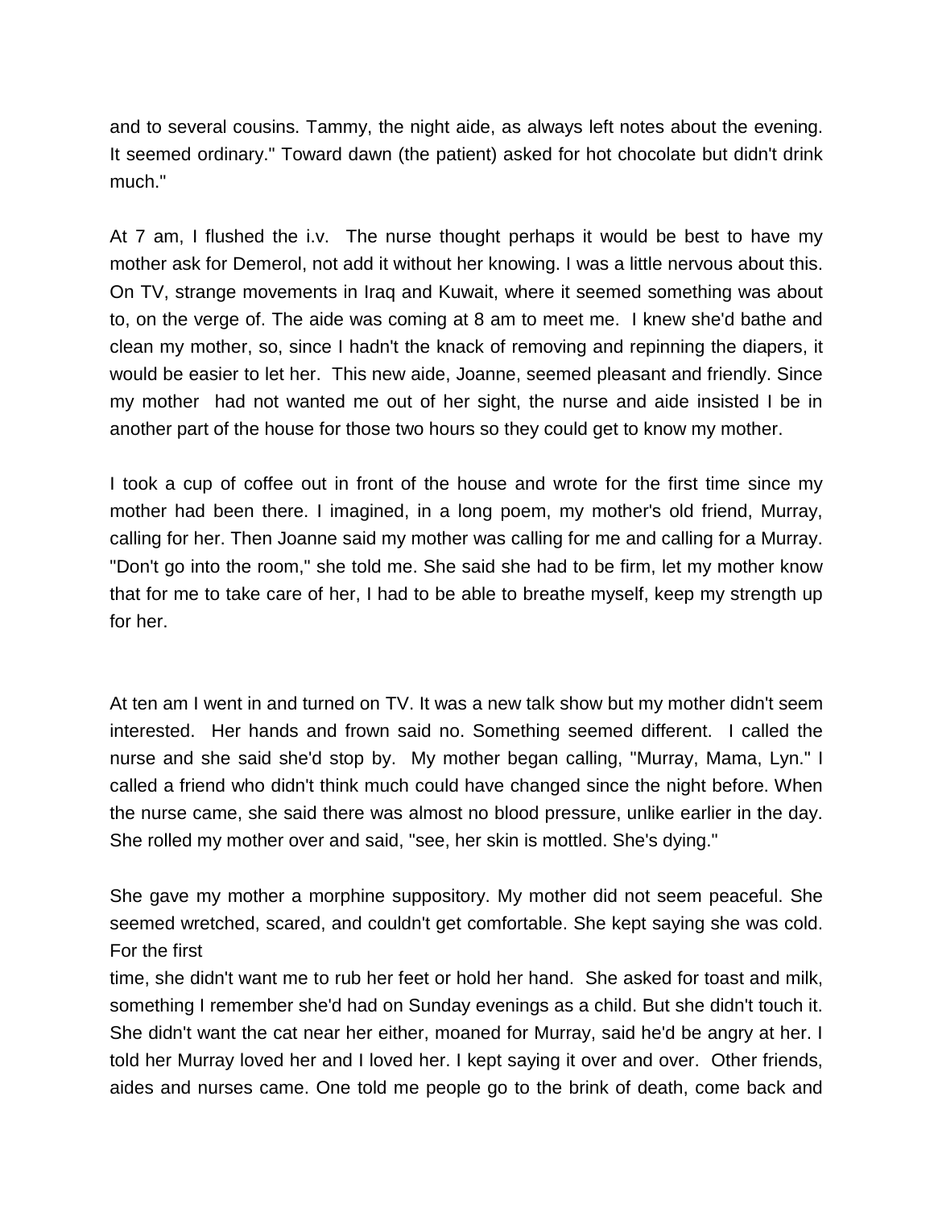and to several cousins. Tammy, the night aide, as always left notes about the evening. It seemed ordinary." Toward dawn (the patient) asked for hot chocolate but didn't drink much."

At 7 am, I flushed the i.v. The nurse thought perhaps it would be best to have my mother ask for Demerol, not add it without her knowing. I was a little nervous about this. On TV, strange movements in Iraq and Kuwait, where it seemed something was about to, on the verge of. The aide was coming at 8 am to meet me. I knew she'd bathe and clean my mother, so, since I hadn't the knack of removing and repinning the diapers, it would be easier to let her. This new aide, Joanne, seemed pleasant and friendly. Since my mother had not wanted me out of her sight, the nurse and aide insisted I be in another part of the house for those two hours so they could get to know my mother.

I took a cup of coffee out in front of the house and wrote for the first time since my mother had been there. I imagined, in a long poem, my mother's old friend, Murray, calling for her. Then Joanne said my mother was calling for me and calling for a Murray. "Don't go into the room," she told me. She said she had to be firm, let my mother know that for me to take care of her, I had to be able to breathe myself, keep my strength up for her.

At ten am I went in and turned on TV. It was a new talk show but my mother didn't seem interested. Her hands and frown said no. Something seemed different. I called the nurse and she said she'd stop by. My mother began calling, "Murray, Mama, Lyn." I called a friend who didn't think much could have changed since the night before. When the nurse came, she said there was almost no blood pressure, unlike earlier in the day. She rolled my mother over and said, "see, her skin is mottled. She's dying."

She gave my mother a morphine suppository. My mother did not seem peaceful. She seemed wretched, scared, and couldn't get comfortable. She kept saying she was cold. For the first time, she didn't want me to rub her feet or hold her hand. She asked for toast and milk, something I remember she'd had on Sunday evenings as a child. But she didn't touch it. She didn't want the cat near her either, moaned for Murray, said he'd be angry at her. I told her Murray loved her and I loved her. I kept saying it over and over. Other friends, aides and nurses came. One told me people go to the brink of death, come back and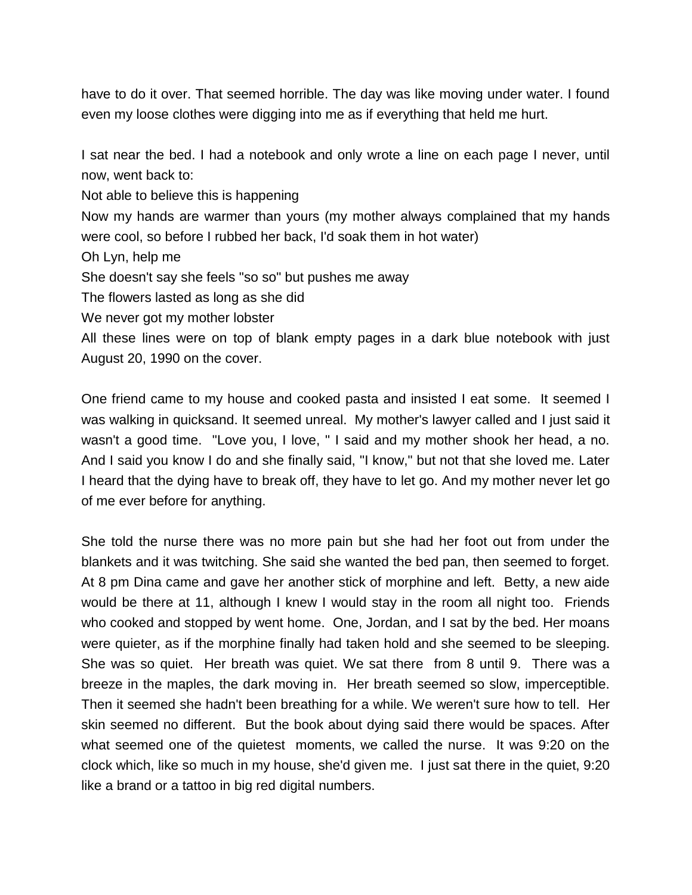have to do it over. That seemed horrible. The day was like moving under water. I found even my loose clothes were digging into me as if everything that held me hurt.

I sat near the bed. I had a notebook and only wrote a line on each page I never, until now, went back to:
Not able to believe this is happening
Now my hands are warmer than yours (my mother always complained that my hands were cool, so before I rubbed her back, I'd soak them in hot water)
Oh Lyn, help me
She doesn't say she feels "so so" but pushes me away
The flowers lasted as long as she did
We never got my mother lobster
All these lines were on top of blank empty pages in a dark blue notebook with just August 20, 1990 on the cover.

One friend came to my house and cooked pasta and insisted I eat some. It seemed I was walking in quicksand. It seemed unreal. My mother's lawyer called and I just said it wasn't a good time. "Love you, I love, " I said and my mother shook her head, a no. And I said you know I do and she finally said, "I know," but not that she loved me. Later I heard that the dying have to break off, they have to let go. And my mother never let go of me ever before for anything.

She told the nurse there was no more pain but she had her foot out from under the blankets and it was twitching. She said she wanted the bed pan, then seemed to forget. At 8 pm Dina came and gave her another stick of morphine and left. Betty, a new aide would be there at 11, although I knew I would stay in the room all night too. Friends who cooked and stopped by went home. One, Jordan, and I sat by the bed. Her moans were quieter, as if the morphine finally had taken hold and she seemed to be sleeping. She was so quiet. Her breath was quiet. We sat there from 8 until 9. There was a breeze in the maples, the dark moving in. Her breath seemed so slow, imperceptible. Then it seemed she hadn't been breathing for a while. We weren't sure how to tell. Her skin seemed no different. But the book about dying said there would be spaces. After what seemed one of the quietest moments, we called the nurse. It was 9:20 on the clock which, like so much in my house, she'd given me. I just sat there in the quiet, 9:20 like a brand or a tattoo in big red digital numbers.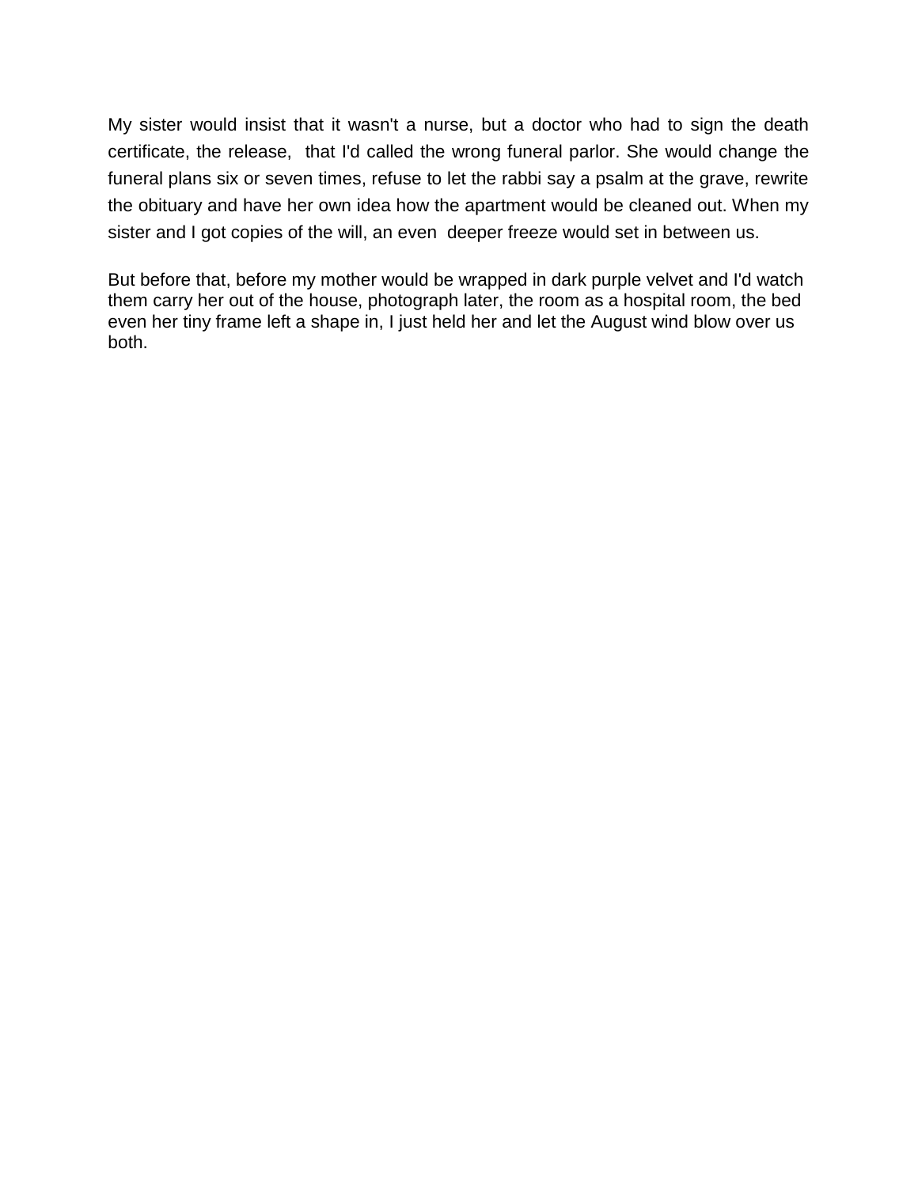My sister would insist that it wasn't a nurse, but a doctor who had to sign the death certificate, the release, that I'd called the wrong funeral parlor. She would change the funeral plans six or seven times, refuse to let the rabbi say a psalm at the grave, rewrite the obituary and have her own idea how the apartment would be cleaned out. When my sister and I got copies of the will, an even deeper freeze would set in between us.

But before that, before my mother would be wrapped in dark purple velvet and I'd watch them carry her out of the house, photograph later, the room as a hospital room, the bed even her tiny frame left a shape in, I just held her and let the August wind blow over us both.